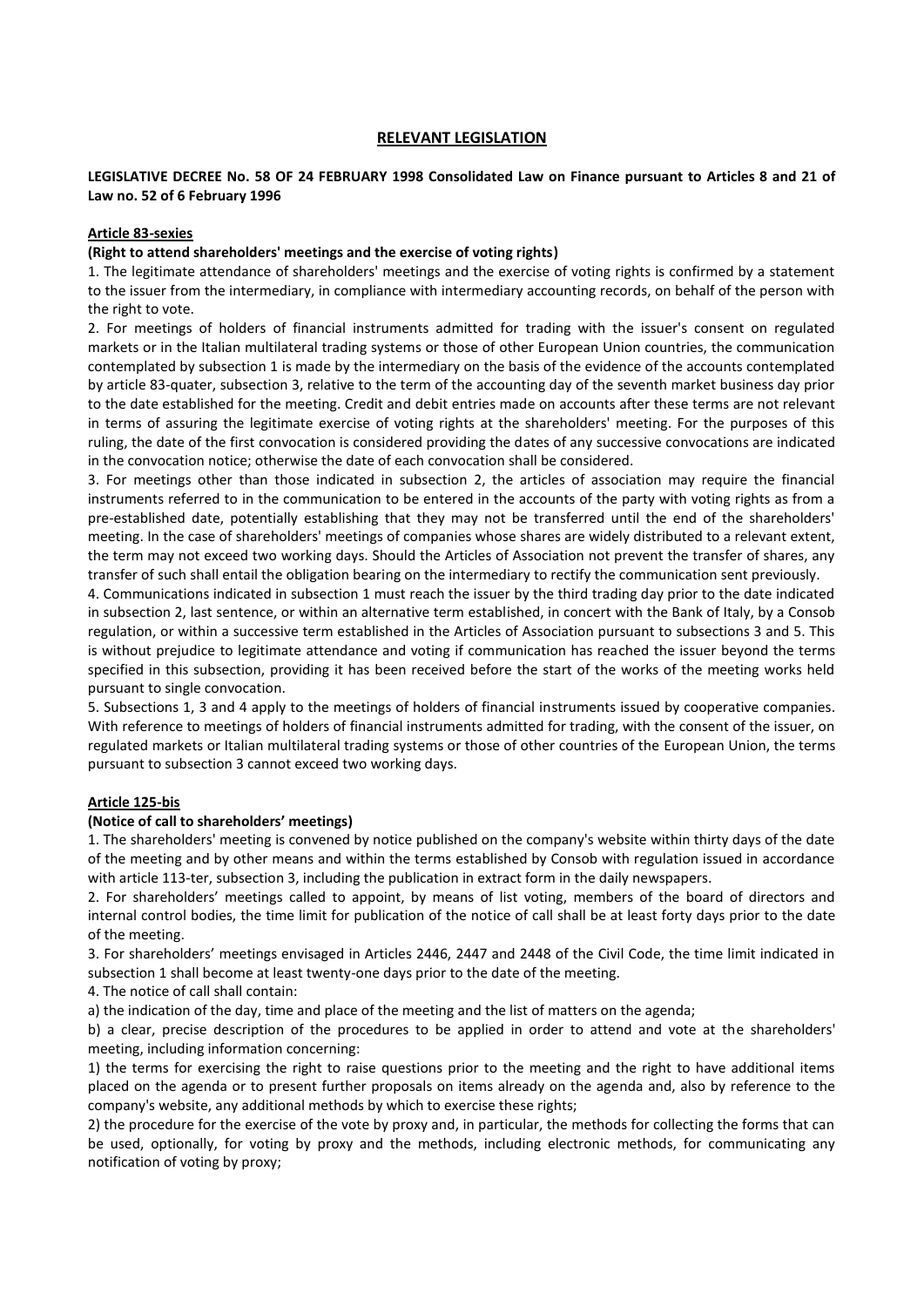# RELEVANT LEGISLATION

**LEGISLATIVE DECREE No. 58 OF 24 FEBRUARY 1998 Consolidated Law on Finance pursuant to Articles 8 and 21 of Law no. 52 of 6 February 1996**

## Article 83-sexies

**(Right to attend shareholders' meetings and the exercise of voting rights)**

1. The legitimate attendance of shareholders' meetings and the exercise of voting rights is confirmed by a statement to the issuer from the intermediary, in compliance with intermediary accounting records, on behalf of the person with the right to vote.

2. For meetings of holders of financial instruments admitted for trading with the issuer's consent on regulated markets or in the Italian multilateral trading systems or those of other European Union countries, the communication contemplated by subsection 1 is made by the intermediary on the basis of the evidence of the accounts contemplated by article 83-quater, subsection 3, relative to the term of the accounting day of the seventh market business day prior to the date established for the meeting. Credit and debit entries made on accounts after these terms are not relevant in terms of assuring the legitimate exercise of voting rights at the shareholders' meeting. For the purposes of this ruling, the date of the first convocation is considered providing the dates of any successive convocations are indicated in the convocation notice; otherwise the date of each convocation shall be considered.

3. For meetings other than those indicated in subsection 2, the articles of association may require the financial instruments referred to in the communication to be entered in the accounts of the party with voting rights as from a pre-established date, potentially establishing that they may not be transferred until the end of the shareholders' meeting. In the case of shareholders' meetings of companies whose shares are widely distributed to a relevant extent, the term may not exceed two working days. Should the Articles of Association not prevent the transfer of shares, any transfer of such shall entail the obligation bearing on the intermediary to rectify the communication sent previously.

4. Communications indicated in subsection 1 must reach the issuer by the third trading day prior to the date indicated in subsection 2, last sentence, or within an alternative term established, in concert with the Bank of Italy, by a Consob regulation, or within a successive term established in the Articles of Association pursuant to subsections 3 and 5. This is without prejudice to legitimate attendance and voting if communication has reached the issuer beyond the terms specified in this subsection, providing it has been received before the start of the works of the meeting works held pursuant to single convocation.

5. Subsections 1, 3 and 4 apply to the meetings of holders of financial instruments issued by cooperative companies. With reference to meetings of holders of financial instruments admitted for trading, with the consent of the issuer, on regulated markets or Italian multilateral trading systems or those of other countries of the European Union, the terms pursuant to subsection 3 cannot exceed two working days.

## Article 125-bis

**(Notice of call to shareholders' meetings)**

1. The shareholders' meeting is convened by notice published on the company's website within thirty days of the date of the meeting and by other means and within the terms established by Consob with regulation issued in accordance with article 113-ter, subsection 3, including the publication in extract form in the daily newspapers.

2. For shareholders' meetings called to appoint, by means of list voting, members of the board of directors and internal control bodies, the time limit for publication of the notice of call shall be at least forty days prior to the date of the meeting.

3. For shareholders' meetings envisaged in Articles 2446, 2447 and 2448 of the Civil Code, the time limit indicated in subsection 1 shall become at least twenty-one days prior to the date of the meeting.

4. The notice of call shall contain:

a) the indication of the day, time and place of the meeting and the list of matters on the agenda;

b) a clear, precise description of the procedures to be applied in order to attend and vote at the shareholders' meeting, including information concerning:

1) the terms for exercising the right to raise questions prior to the meeting and the right to have additional items placed on the agenda or to present further proposals on items already on the agenda and, also by reference to the company's website, any additional methods by which to exercise these rights;

2) the procedure for the exercise of the vote by proxy and, in particular, the methods for collecting the forms that can be used, optionally, for voting by proxy and the methods, including electronic methods, for communicating any notification of voting by proxy;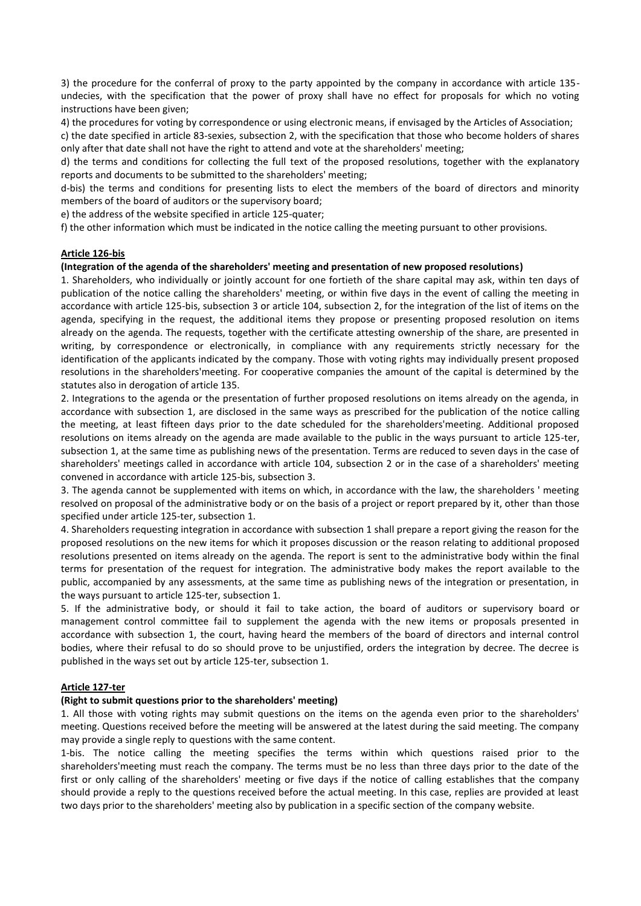3) the procedure for the conferral of proxy to the party appointed by the company in accordance with article 135-undecies, with the specification that the power of proxy shall have no effect for proposals for which no voting instructions have been given;

4) the procedures for voting by correspondence or using electronic means, if envisaged by the Articles of Association;

c) the date specified in article 83-sexies, subsection 2, with the specification that those who become holders of shares only after that date shall not have the right to attend and vote at the shareholders' meeting;

d) the terms and conditions for collecting the full text of the proposed resolutions, together with the explanatory reports and documents to be submitted to the shareholders' meeting;

d-bis) the terms and conditions for presenting lists to elect the members of the board of directors and minority members of the board of auditors or the supervisory board;

e) the address of the website specified in article 125-quater;

f) the other information which must be indicated in the notice calling the meeting pursuant to other provisions.

**Article 126-bis**

**(Integration of the agenda of the shareholders' meeting and presentation of new proposed resolutions)**

1. Shareholders, who individually or jointly account for one fortieth of the share capital may ask, within ten days of publication of the notice calling the shareholders' meeting, or within five days in the event of calling the meeting in accordance with article 125-bis, subsection 3 or article 104, subsection 2, for the integration of the list of items on the agenda, specifying in the request, the additional items they propose or presenting proposed resolution on items already on the agenda. The requests, together with the certificate attesting ownership of the share, are presented in writing, by correspondence or electronically, in compliance with any requirements strictly necessary for the identification of the applicants indicated by the company. Those with voting rights may individually present proposed resolutions in the shareholders'meeting. For cooperative companies the amount of the capital is determined by the statutes also in derogation of article 135.

2. Integrations to the agenda or the presentation of further proposed resolutions on items already on the agenda, in accordance with subsection 1, are disclosed in the same ways as prescribed for the publication of the notice calling the meeting, at least fifteen days prior to the date scheduled for the shareholders'meeting. Additional proposed resolutions on items already on the agenda are made available to the public in the ways pursuant to article 125-ter, subsection 1, at the same time as publishing news of the presentation. Terms are reduced to seven days in the case of shareholders' meetings called in accordance with article 104, subsection 2 or in the case of a shareholders' meeting convened in accordance with article 125-bis, subsection 3.

3. The agenda cannot be supplemented with items on which, in accordance with the law, the shareholders ' meeting resolved on proposal of the administrative body or on the basis of a project or report prepared by it, other than those specified under article 125-ter, subsection 1.

4. Shareholders requesting integration in accordance with subsection 1 shall prepare a report giving the reason for the proposed resolutions on the new items for which it proposes discussion or the reason relating to additional proposed resolutions presented on items already on the agenda. The report is sent to the administrative body within the final terms for presentation of the request for integration. The administrative body makes the report available to the public, accompanied by any assessments, at the same time as publishing news of the integration or presentation, in the ways pursuant to article 125-ter, subsection 1.

5. If the administrative body, or should it fail to take action, the board of auditors or supervisory board or management control committee fail to supplement the agenda with the new items or proposals presented in accordance with subsection 1, the court, having heard the members of the board of directors and internal control bodies, where their refusal to do so should prove to be unjustified, orders the integration by decree. The decree is published in the ways set out by article 125-ter, subsection 1.

**Article 127-ter**

**(Right to submit questions prior to the shareholders' meeting)**

1. All those with voting rights may submit questions on the items on the agenda even prior to the shareholders' meeting. Questions received before the meeting will be answered at the latest during the said meeting. The company may provide a single reply to questions with the same content.

1-bis. The notice calling the meeting specifies the terms within which questions raised prior to the shareholders'meeting must reach the company. The terms must be no less than three days prior to the date of the first or only calling of the shareholders' meeting or five days if the notice of calling establishes that the company should provide a reply to the questions received before the actual meeting. In this case, replies are provided at least two days prior to the shareholders' meeting also by publication in a specific section of the company website.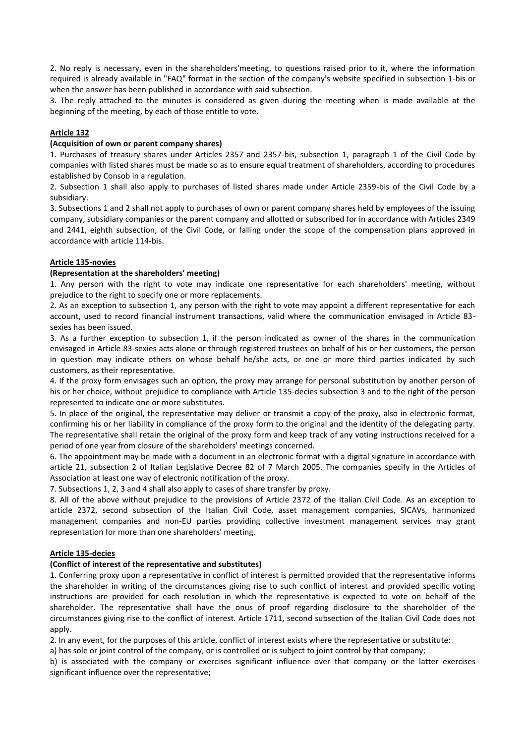2. No reply is necessary, even in the shareholders'meeting, to questions raised prior to it, where the information required is already available in "FAQ" format in the section of the company's website specified in subsection 1-bis or when the answer has been published in accordance with said subsection.

3. The reply attached to the minutes is considered as given during the meeting when is made available at the beginning of the meeting, by each of those entitle to vote.

## Article 132

**(Acquisition of own or parent company shares)**

1. Purchases of treasury shares under Articles 2357 and 2357-bis, subsection 1, paragraph 1 of the Civil Code by companies with listed shares must be made so as to ensure equal treatment of shareholders, according to procedures established by Consob in a regulation.

2. Subsection 1 shall also apply to purchases of listed shares made under Article 2359-bis of the Civil Code by a subsidiary.

3. Subsections 1 and 2 shall not apply to purchases of own or parent company shares held by employees of the issuing company, subsidiary companies or the parent company and allotted or subscribed for in accordance with Articles 2349 and 2441, eighth subsection, of the Civil Code, or falling under the scope of the compensation plans approved in accordance with article 114-bis.

## Article 135-novies

**(Representation at the shareholders' meeting)**

1. Any person with the right to vote may indicate one representative for each shareholders' meeting, without prejudice to the right to specify one or more replacements.

2. As an exception to subsection 1, any person with the right to vote may appoint a different representative for each account, used to record financial instrument transactions, valid where the communication envisaged in Article 83-sexies has been issued.

3. As a further exception to subsection 1, if the person indicated as owner of the shares in the communication envisaged in Article 83-sexies acts alone or through registered trustees on behalf of his or her customers, the person in question may indicate others on whose behalf he/she acts, or one or more third parties indicated by such customers, as their representative.

4. If the proxy form envisages such an option, the proxy may arrange for personal substitution by another person of his or her choice, without prejudice to compliance with Article 135-decies subsection 3 and to the right of the person represented to indicate one or more substitutes.

5. In place of the original, the representative may deliver or transmit a copy of the proxy, also in electronic format, confirming his or her liability in compliance of the proxy form to the original and the identity of the delegating party. The representative shall retain the original of the proxy form and keep track of any voting instructions received for a period of one year from closure of the shareholders' meetings concerned.

6. The appointment may be made with a document in an electronic format with a digital signature in accordance with article 21, subsection 2 of Italian Legislative Decree 82 of 7 March 2005. The companies specify in the Articles of Association at least one way of electronic notification of the proxy.

7. Subsections 1, 2, 3 and 4 shall also apply to cases of share transfer by proxy.

8. All of the above without prejudice to the provisions of Article 2372 of the Italian Civil Code. As an exception to article 2372, second subsection of the Italian Civil Code, asset management companies, SICAVs, harmonized management companies and non-EU parties providing collective investment management services may grant representation for more than one shareholders' meeting.

## Article 135-decies

**(Conflict of interest of the representative and substitutes)**

1. Conferring proxy upon a representative in conflict of interest is permitted provided that the representative informs the shareholder in writing of the circumstances giving rise to such conflict of interest and provided specific voting instructions are provided for each resolution in which the representative is expected to vote on behalf of the shareholder. The representative shall have the onus of proof regarding disclosure to the shareholder of the circumstances giving rise to the conflict of interest. Article 1711, second subsection of the Italian Civil Code does not apply.

2. In any event, for the purposes of this article, conflict of interest exists where the representative or substitute:

a) has sole or joint control of the company, or is controlled or is subject to joint control by that company;

b) is associated with the company or exercises significant influence over that company or the latter exercises significant influence over the representative;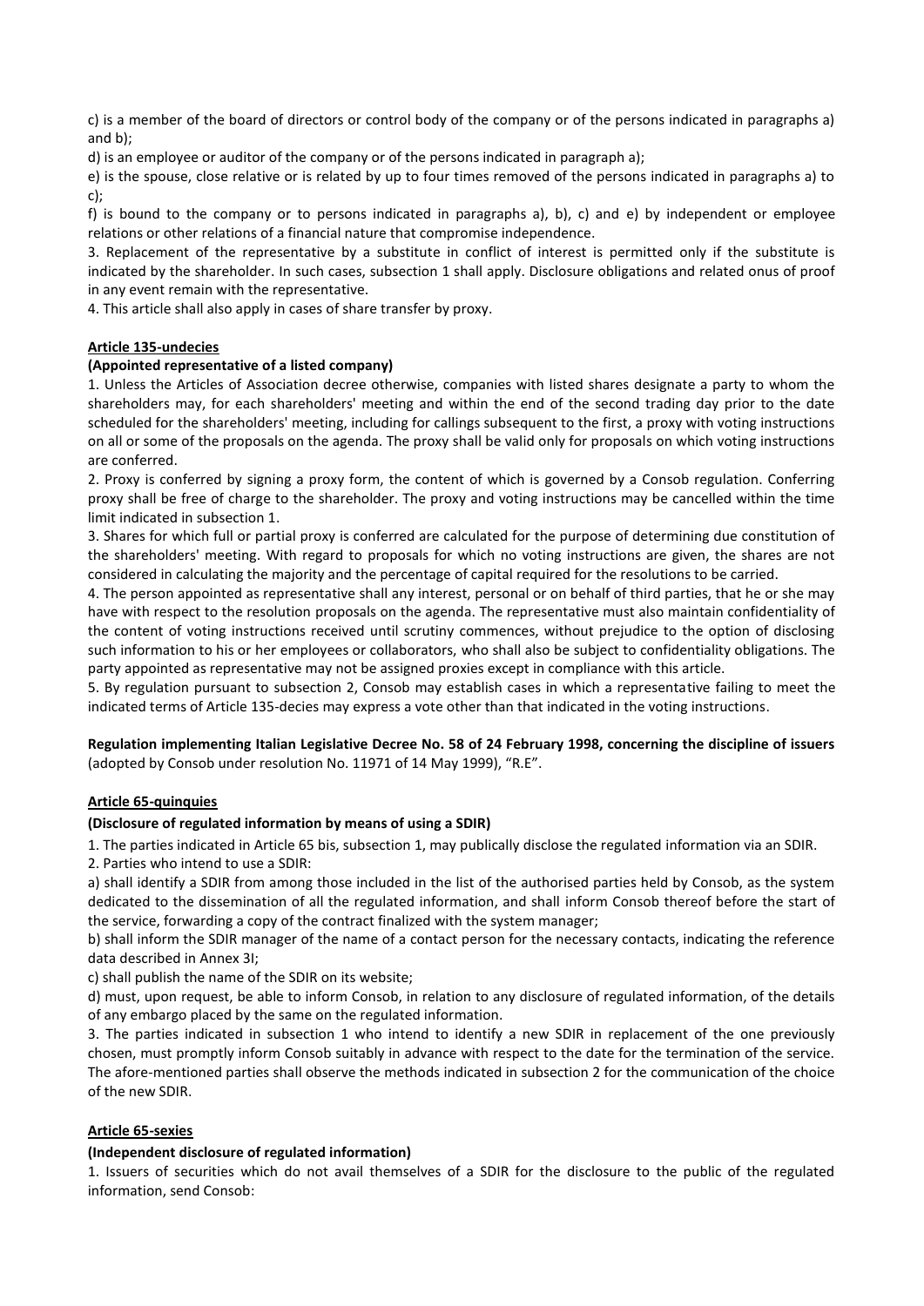c) is a member of the board of directors or control body of the company or of the persons indicated in paragraphs a) and b);

d) is an employee or auditor of the company or of the persons indicated in paragraph a);

e) is the spouse, close relative or is related by up to four times removed of the persons indicated in paragraphs a) to c);

f) is bound to the company or to persons indicated in paragraphs a), b), c) and e) by independent or employee relations or other relations of a financial nature that compromise independence.

3. Replacement of the representative by a substitute in conflict of interest is permitted only if the substitute is indicated by the shareholder. In such cases, subsection 1 shall apply. Disclosure obligations and related onus of proof in any event remain with the representative.

4. This article shall also apply in cases of share transfer by proxy.

**Article 135-undecies**

**(Appointed representative of a listed company)**

1. Unless the Articles of Association decree otherwise, companies with listed shares designate a party to whom the shareholders may, for each shareholders' meeting and within the end of the second trading day prior to the date scheduled for the shareholders' meeting, including for callings subsequent to the first, a proxy with voting instructions on all or some of the proposals on the agenda. The proxy shall be valid only for proposals on which voting instructions are conferred.

2. Proxy is conferred by signing a proxy form, the content of which is governed by a Consob regulation. Conferring proxy shall be free of charge to the shareholder. The proxy and voting instructions may be cancelled within the time limit indicated in subsection 1.

3. Shares for which full or partial proxy is conferred are calculated for the purpose of determining due constitution of the shareholders' meeting. With regard to proposals for which no voting instructions are given, the shares are not considered in calculating the majority and the percentage of capital required for the resolutions to be carried.

4. The person appointed as representative shall any interest, personal or on behalf of third parties, that he or she may have with respect to the resolution proposals on the agenda. The representative must also maintain confidentiality of the content of voting instructions received until scrutiny commences, without prejudice to the option of disclosing such information to his or her employees or collaborators, who shall also be subject to confidentiality obligations. The party appointed as representative may not be assigned proxies except in compliance with this article.

5. By regulation pursuant to subsection 2, Consob may establish cases in which a representative failing to meet the indicated terms of Article 135-decies may express a vote other than that indicated in the voting instructions.

**Regulation implementing Italian Legislative Decree No. 58 of 24 February 1998, concerning the discipline of issuers** (adopted by Consob under resolution No. 11971 of 14 May 1999), "R.E".

**Article 65-quinquies**

**(Disclosure of regulated information by means of using a SDIR)**

1. The parties indicated in Article 65 bis, subsection 1, may publically disclose the regulated information via an SDIR.

2. Parties who intend to use a SDIR:

a) shall identify a SDIR from among those included in the list of the authorised parties held by Consob, as the system dedicated to the dissemination of all the regulated information, and shall inform Consob thereof before the start of the service, forwarding a copy of the contract finalized with the system manager;

b) shall inform the SDIR manager of the name of a contact person for the necessary contacts, indicating the reference data described in Annex 3I;

c) shall publish the name of the SDIR on its website;

d) must, upon request, be able to inform Consob, in relation to any disclosure of regulated information, of the details of any embargo placed by the same on the regulated information.

3. The parties indicated in subsection 1 who intend to identify a new SDIR in replacement of the one previously chosen, must promptly inform Consob suitably in advance with respect to the date for the termination of the service. The afore-mentioned parties shall observe the methods indicated in subsection 2 for the communication of the choice of the new SDIR.

**Article 65-sexies**

**(Independent disclosure of regulated information)**

1. Issuers of securities which do not avail themselves of a SDIR for the disclosure to the public of the regulated information, send Consob: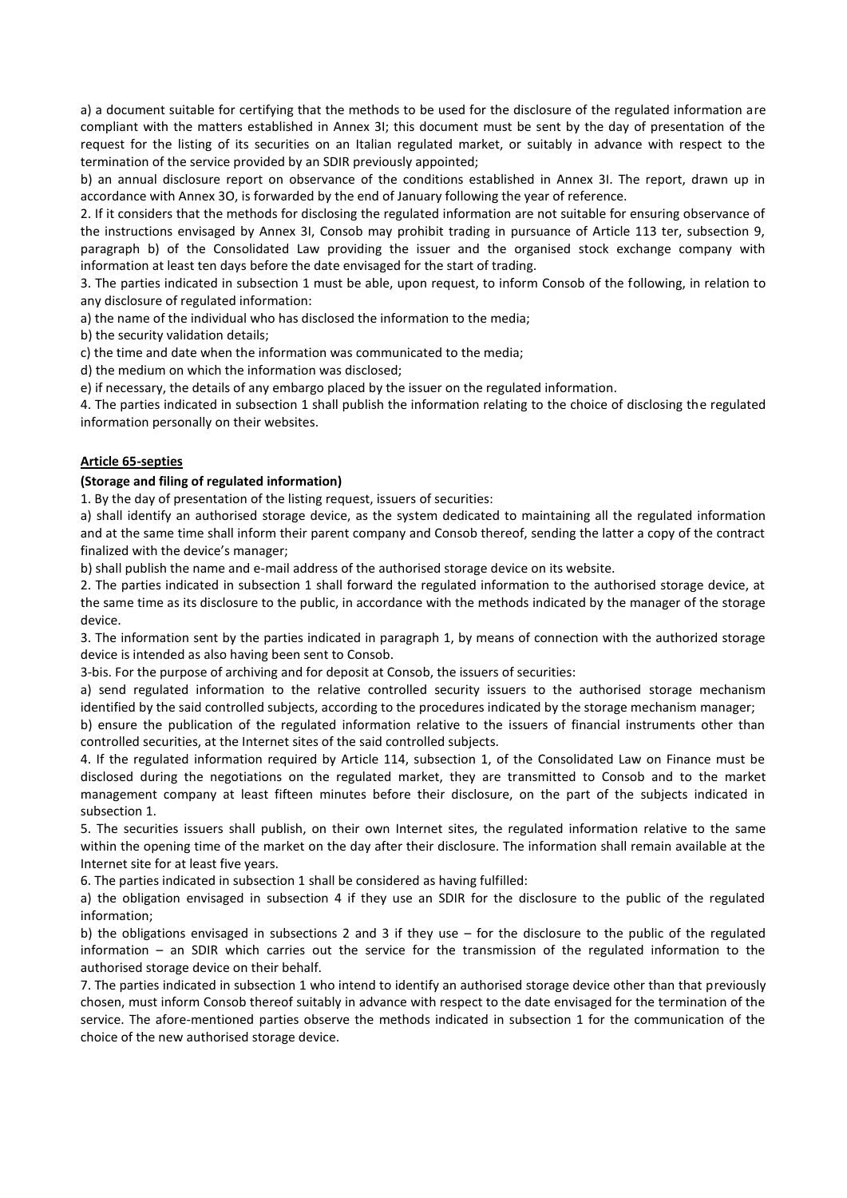a) a document suitable for certifying that the methods to be used for the disclosure of the regulated information are compliant with the matters established in Annex 3I; this document must be sent by the day of presentation of the request for the listing of its securities on an Italian regulated market, or suitably in advance with respect to the termination of the service provided by an SDIR previously appointed;

b) an annual disclosure report on observance of the conditions established in Annex 3I. The report, drawn up in accordance with Annex 3O, is forwarded by the end of January following the year of reference.

2. If it considers that the methods for disclosing the regulated information are not suitable for ensuring observance of the instructions envisaged by Annex 3I, Consob may prohibit trading in pursuance of Article 113 ter, subsection 9, paragraph b) of the Consolidated Law providing the issuer and the organised stock exchange company with information at least ten days before the date envisaged for the start of trading.

3. The parties indicated in subsection 1 must be able, upon request, to inform Consob of the following, in relation to any disclosure of regulated information:

a) the name of the individual who has disclosed the information to the media;

b) the security validation details;

c) the time and date when the information was communicated to the media;

d) the medium on which the information was disclosed;

e) if necessary, the details of any embargo placed by the issuer on the regulated information.

4. The parties indicated in subsection 1 shall publish the information relating to the choice of disclosing the regulated information personally on their websites.

**Article 65-septies**

**(Storage and filing of regulated information)**

1. By the day of presentation of the listing request, issuers of securities:

a) shall identify an authorised storage device, as the system dedicated to maintaining all the regulated information and at the same time shall inform their parent company and Consob thereof, sending the latter a copy of the contract finalized with the device's manager;

b) shall publish the name and e-mail address of the authorised storage device on its website.

2. The parties indicated in subsection 1 shall forward the regulated information to the authorised storage device, at the same time as its disclosure to the public, in accordance with the methods indicated by the manager of the storage device.

3. The information sent by the parties indicated in paragraph 1, by means of connection with the authorized storage device is intended as also having been sent to Consob.

3-bis. For the purpose of archiving and for deposit at Consob, the issuers of securities:

a) send regulated information to the relative controlled security issuers to the authorised storage mechanism identified by the said controlled subjects, according to the procedures indicated by the storage mechanism manager;

b) ensure the publication of the regulated information relative to the issuers of financial instruments other than controlled securities, at the Internet sites of the said controlled subjects.

4. If the regulated information required by Article 114, subsection 1, of the Consolidated Law on Finance must be disclosed during the negotiations on the regulated market, they are transmitted to Consob and to the market management company at least fifteen minutes before their disclosure, on the part of the subjects indicated in subsection 1.

5. The securities issuers shall publish, on their own Internet sites, the regulated information relative to the same within the opening time of the market on the day after their disclosure. The information shall remain available at the Internet site for at least five years.

6. The parties indicated in subsection 1 shall be considered as having fulfilled:

a) the obligation envisaged in subsection 4 if they use an SDIR for the disclosure to the public of the regulated information;

b) the obligations envisaged in subsections 2 and 3 if they use – for the disclosure to the public of the regulated information – an SDIR which carries out the service for the transmission of the regulated information to the authorised storage device on their behalf.

7. The parties indicated in subsection 1 who intend to identify an authorised storage device other than that previously chosen, must inform Consob thereof suitably in advance with respect to the date envisaged for the termination of the service. The afore-mentioned parties observe the methods indicated in subsection 1 for the communication of the choice of the new authorised storage device.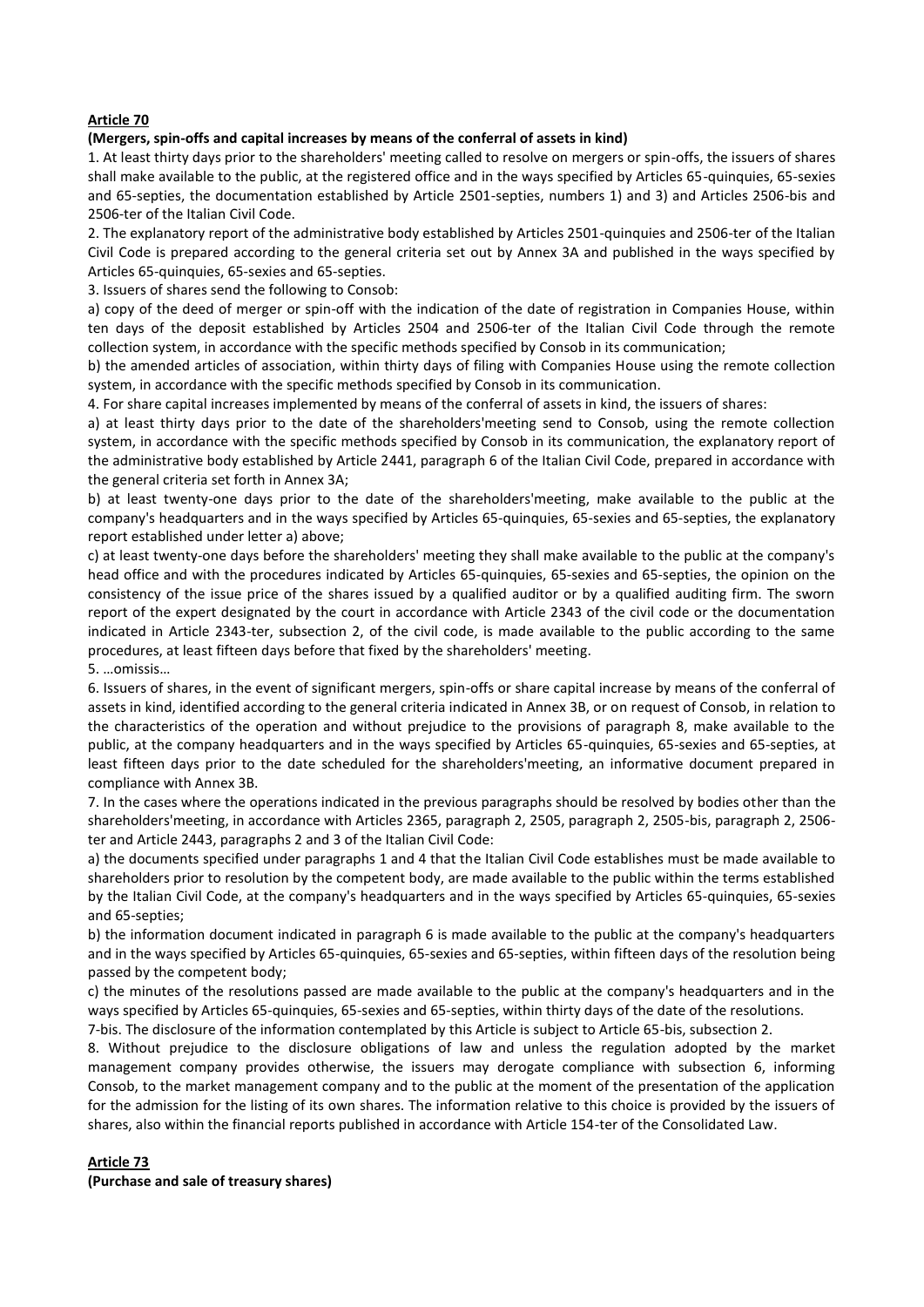**Article 70**

**(Mergers, spin-offs and capital increases by means of the conferral of assets in kind)**

1. At least thirty days prior to the shareholders' meeting called to resolve on mergers or spin-offs, the issuers of shares shall make available to the public, at the registered office and in the ways specified by Articles 65-quinquies, 65-sexies and 65-septies, the documentation established by Article 2501-septies, numbers 1) and 3) and Articles 2506-bis and 2506-ter of the Italian Civil Code.

2. The explanatory report of the administrative body established by Articles 2501-quinquies and 2506-ter of the Italian Civil Code is prepared according to the general criteria set out by Annex 3A and published in the ways specified by Articles 65-quinquies, 65-sexies and 65-septies.

3. Issuers of shares send the following to Consob:

a) copy of the deed of merger or spin-off with the indication of the date of registration in Companies House, within ten days of the deposit established by Articles 2504 and 2506-ter of the Italian Civil Code through the remote collection system, in accordance with the specific methods specified by Consob in its communication;

b) the amended articles of association, within thirty days of filing with Companies House using the remote collection system, in accordance with the specific methods specified by Consob in its communication.

4. For share capital increases implemented by means of the conferral of assets in kind, the issuers of shares:

a) at least thirty days prior to the date of the shareholders'meeting send to Consob, using the remote collection system, in accordance with the specific methods specified by Consob in its communication, the explanatory report of the administrative body established by Article 2441, paragraph 6 of the Italian Civil Code, prepared in accordance with the general criteria set forth in Annex 3A;

b) at least twenty-one days prior to the date of the shareholders'meeting, make available to the public at the company's headquarters and in the ways specified by Articles 65-quinquies, 65-sexies and 65-septies, the explanatory report established under letter a) above;

c) at least twenty-one days before the shareholders' meeting they shall make available to the public at the company's head office and with the procedures indicated by Articles 65-quinquies, 65-sexies and 65-septies, the opinion on the consistency of the issue price of the shares issued by a qualified auditor or by a qualified auditing firm. The sworn report of the expert designated by the court in accordance with Article 2343 of the civil code or the documentation indicated in Article 2343-ter, subsection 2, of the civil code, is made available to the public according to the same procedures, at least fifteen days before that fixed by the shareholders' meeting.

5. …omissis…

6. Issuers of shares, in the event of significant mergers, spin-offs or share capital increase by means of the conferral of assets in kind, identified according to the general criteria indicated in Annex 3B, or on request of Consob, in relation to the characteristics of the operation and without prejudice to the provisions of paragraph 8, make available to the public, at the company headquarters and in the ways specified by Articles 65-quinquies, 65-sexies and 65-septies, at least fifteen days prior to the date scheduled for the shareholders'meeting, an informative document prepared in compliance with Annex 3B.

7. In the cases where the operations indicated in the previous paragraphs should be resolved by bodies other than the shareholders'meeting, in accordance with Articles 2365, paragraph 2, 2505, paragraph 2, 2505-bis, paragraph 2, 2506-ter and Article 2443, paragraphs 2 and 3 of the Italian Civil Code:

a) the documents specified under paragraphs 1 and 4 that the Italian Civil Code establishes must be made available to shareholders prior to resolution by the competent body, are made available to the public within the terms established by the Italian Civil Code, at the company's headquarters and in the ways specified by Articles 65-quinquies, 65-sexies and 65-septies;

b) the information document indicated in paragraph 6 is made available to the public at the company's headquarters and in the ways specified by Articles 65-quinquies, 65-sexies and 65-septies, within fifteen days of the resolution being passed by the competent body;

c) the minutes of the resolutions passed are made available to the public at the company's headquarters and in the ways specified by Articles 65-quinquies, 65-sexies and 65-septies, within thirty days of the date of the resolutions.

7-bis. The disclosure of the information contemplated by this Article is subject to Article 65-bis, subsection 2.

8. Without prejudice to the disclosure obligations of law and unless the regulation adopted by the market management company provides otherwise, the issuers may derogate compliance with subsection 6, informing Consob, to the market management company and to the public at the moment of the presentation of the application for the admission for the listing of its own shares. The information relative to this choice is provided by the issuers of shares, also within the financial reports published in accordance with Article 154-ter of the Consolidated Law.

**Article 73**

**(Purchase and sale of treasury shares)**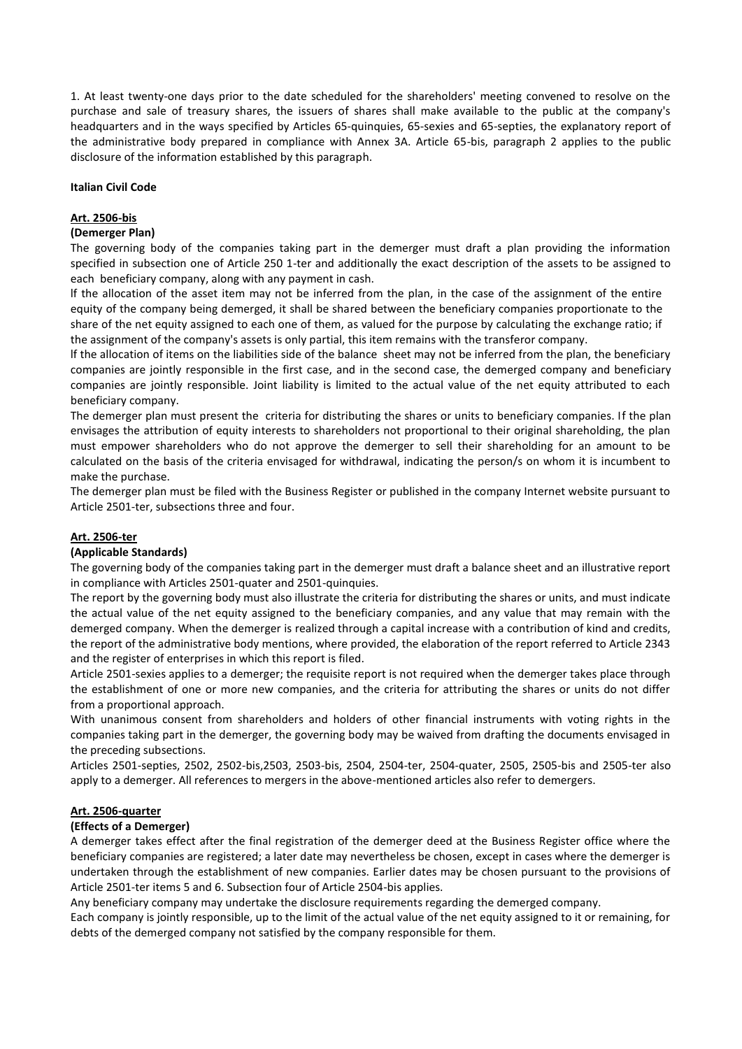1. At least twenty-one days prior to the date scheduled for the shareholders' meeting convened to resolve on the purchase and sale of treasury shares, the issuers of shares shall make available to the public at the company's headquarters and in the ways specified by Articles 65-quinquies, 65-sexies and 65-septies, the explanatory report of the administrative body prepared in compliance with Annex 3A. Article 65-bis, paragraph 2 applies to the public disclosure of the information established by this paragraph.

**Italian Civil Code**

**Art. 2506-bis**

**(Demerger Plan)**

The governing body of the companies taking part in the demerger must draft a plan providing the information specified in subsection one of Article 250 1-ter and additionally the exact description of the assets to be assigned to each beneficiary company, along with any payment in cash.

If the allocation of the asset item may not be inferred from the plan, in the case of the assignment of the entire equity of the company being demerged, it shall be shared between the beneficiary companies proportionate to the share of the net equity assigned to each one of them, as valued for the purpose by calculating the exchange ratio; if the assignment of the company's assets is only partial, this item remains with the transferor company.

If the allocation of items on the liabilities side of the balance sheet may not be inferred from the plan, the beneficiary companies are jointly responsible in the first case, and in the second case, the demerged company and beneficiary companies are jointly responsible. Joint liability is limited to the actual value of the net equity attributed to each beneficiary company.

The demerger plan must present the criteria for distributing the shares or units to beneficiary companies. If the plan envisages the attribution of equity interests to shareholders not proportional to their original shareholding, the plan must empower shareholders who do not approve the demerger to sell their shareholding for an amount to be calculated on the basis of the criteria envisaged for withdrawal, indicating the person/s on whom it is incumbent to make the purchase.

The demerger plan must be filed with the Business Register or published in the company Internet website pursuant to Article 2501-ter, subsections three and four.

**Art. 2506-ter**

**(Applicable Standards)**

The governing body of the companies taking part in the demerger must draft a balance sheet and an illustrative report in compliance with Articles 2501-quater and 2501-quinquies.

The report by the governing body must also illustrate the criteria for distributing the shares or units, and must indicate the actual value of the net equity assigned to the beneficiary companies, and any value that may remain with the demerged company. When the demerger is realized through a capital increase with a contribution of kind and credits, the report of the administrative body mentions, where provided, the elaboration of the report referred to Article 2343 and the register of enterprises in which this report is filed.

Article 2501-sexies applies to a demerger; the requisite report is not required when the demerger takes place through the establishment of one or more new companies, and the criteria for attributing the shares or units do not differ from a proportional approach.

With unanimous consent from shareholders and holders of other financial instruments with voting rights in the companies taking part in the demerger, the governing body may be waived from drafting the documents envisaged in the preceding subsections.

Articles 2501-septies, 2502, 2502-bis,2503, 2503-bis, 2504, 2504-ter, 2504-quater, 2505, 2505-bis and 2505-ter also apply to a demerger. All references to mergers in the above-mentioned articles also refer to demergers.

**Art. 2506-quarter**

**(Effects of a Demerger)**

A demerger takes effect after the final registration of the demerger deed at the Business Register office where the beneficiary companies are registered; a later date may nevertheless be chosen, except in cases where the demerger is undertaken through the establishment of new companies. Earlier dates may be chosen pursuant to the provisions of Article 2501-ter items 5 and 6. Subsection four of Article 2504-bis applies.

Any beneficiary company may undertake the disclosure requirements regarding the demerged company.

Each company is jointly responsible, up to the limit of the actual value of the net equity assigned to it or remaining, for debts of the demerged company not satisfied by the company responsible for them.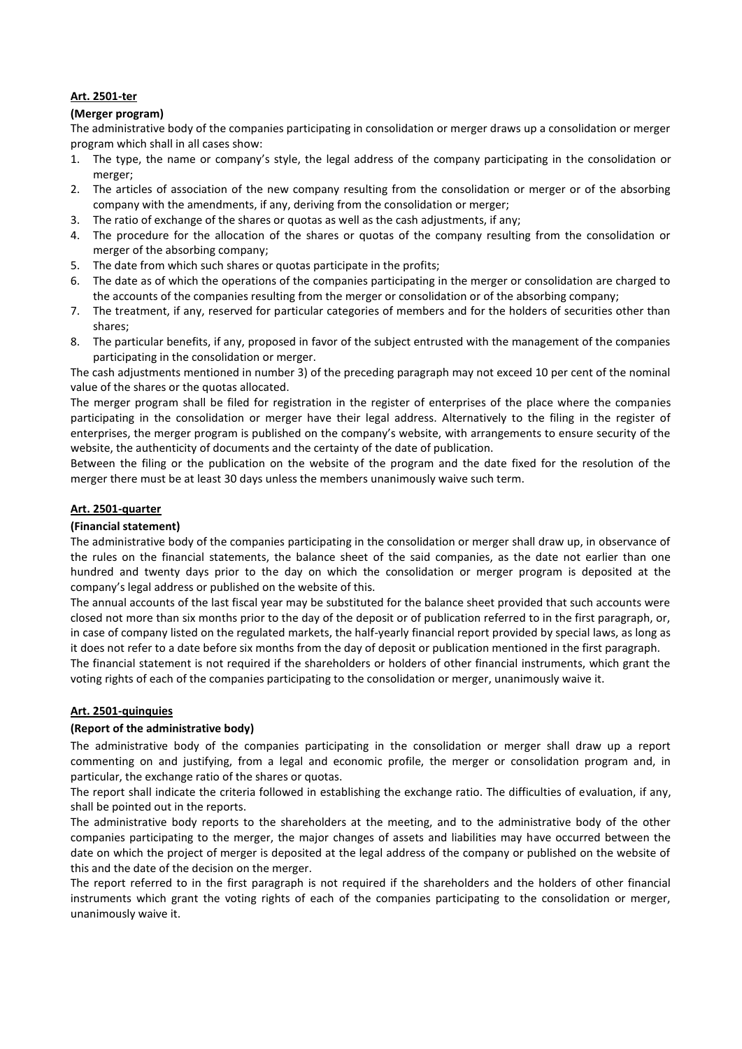**Art. 2501-ter**

**(Merger program)**

The administrative body of the companies participating in consolidation or merger draws up a consolidation or merger program which shall in all cases show:

1. The type, the name or company's style, the legal address of the company participating in the consolidation or merger;
2. The articles of association of the new company resulting from the consolidation or merger or of the absorbing company with the amendments, if any, deriving from the consolidation or merger;
3. The ratio of exchange of the shares or quotas as well as the cash adjustments, if any;
4. The procedure for the allocation of the shares or quotas of the company resulting from the consolidation or merger of the absorbing company;
5. The date from which such shares or quotas participate in the profits;
6. The date as of which the operations of the companies participating in the merger or consolidation are charged to the accounts of the companies resulting from the merger or consolidation or of the absorbing company;
7. The treatment, if any, reserved for particular categories of members and for the holders of securities other than shares;
8. The particular benefits, if any, proposed in favor of the subject entrusted with the management of the companies participating in the consolidation or merger.

The cash adjustments mentioned in number 3) of the preceding paragraph may not exceed 10 per cent of the nominal value of the shares or the quotas allocated.

The merger program shall be filed for registration in the register of enterprises of the place where the companies participating in the consolidation or merger have their legal address. Alternatively to the filing in the register of enterprises, the merger program is published on the company's website, with arrangements to ensure security of the website, the authenticity of documents and the certainty of the date of publication.

Between the filing or the publication on the website of the program and the date fixed for the resolution of the merger there must be at least 30 days unless the members unanimously waive such term.

**Art. 2501-quarter**

**(Financial statement)**

The administrative body of the companies participating in the consolidation or merger shall draw up, in observance of the rules on the financial statements, the balance sheet of the said companies, as the date not earlier than one hundred and twenty days prior to the day on which the consolidation or merger program is deposited at the company's legal address or published on the website of this.

The annual accounts of the last fiscal year may be substituted for the balance sheet provided that such accounts were closed not more than six months prior to the day of the deposit or of publication referred to in the first paragraph, or, in case of company listed on the regulated markets, the half-yearly financial report provided by special laws, as long as it does not refer to a date before six months from the day of deposit or publication mentioned in the first paragraph.

The financial statement is not required if the shareholders or holders of other financial instruments, which grant the voting rights of each of the companies participating to the consolidation or merger, unanimously waive it.

**Art. 2501-quinquies**

**(Report of the administrative body)**

The administrative body of the companies participating in the consolidation or merger shall draw up a report commenting on and justifying, from a legal and economic profile, the merger or consolidation program and, in particular, the exchange ratio of the shares or quotas.

The report shall indicate the criteria followed in establishing the exchange ratio. The difficulties of evaluation, if any, shall be pointed out in the reports.

The administrative body reports to the shareholders at the meeting, and to the administrative body of the other companies participating to the merger, the major changes of assets and liabilities may have occurred between the date on which the project of merger is deposited at the legal address of the company or published on the website of this and the date of the decision on the merger.

The report referred to in the first paragraph is not required if the shareholders and the holders of other financial instruments which grant the voting rights of each of the companies participating to the consolidation or merger, unanimously waive it.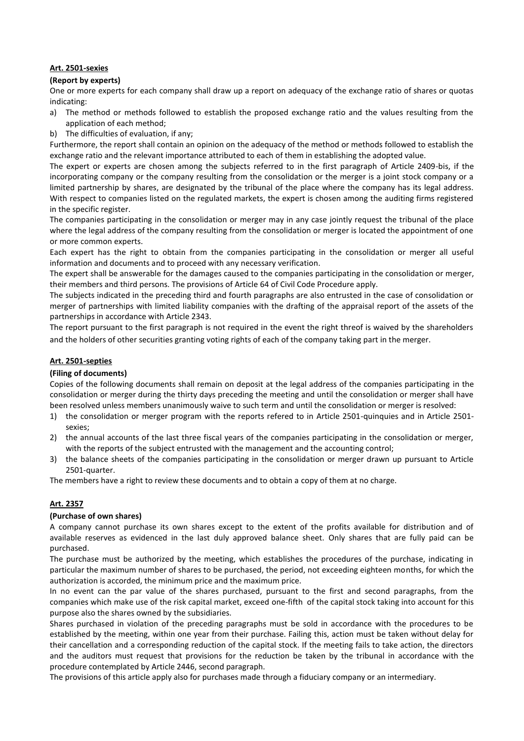**Art. 2501-sexies**

**(Report by experts)**

One or more experts for each company shall draw up a report on adequacy of the exchange ratio of shares or quotas indicating:

a) The method or methods followed to establish the proposed exchange ratio and the values resulting from the application of each method;
b) The difficulties of evaluation, if any;

Furthermore, the report shall contain an opinion on the adequacy of the method or methods followed to establish the exchange ratio and the relevant importance attributed to each of them in establishing the adopted value.

The expert or experts are chosen among the subjects referred to in the first paragraph of Article 2409-bis, if the incorporating company or the company resulting from the consolidation or the merger is a joint stock company or a limited partnership by shares, are designated by the tribunal of the place where the company has its legal address. With respect to companies listed on the regulated markets, the expert is chosen among the auditing firms registered in the specific register.

The companies participating in the consolidation or merger may in any case jointly request the tribunal of the place where the legal address of the company resulting from the consolidation or merger is located the appointment of one or more common experts.

Each expert has the right to obtain from the companies participating in the consolidation or merger all useful information and documents and to proceed with any necessary verification.

The expert shall be answerable for the damages caused to the companies participating in the consolidation or merger, their members and third persons. The provisions of Article 64 of Civil Code Procedure apply.

The subjects indicated in the preceding third and fourth paragraphs are also entrusted in the case of consolidation or merger of partnerships with limited liability companies with the drafting of the appraisal report of the assets of the partnerships in accordance with Article 2343.

The report pursuant to the first paragraph is not required in the event the right threof is waived by the shareholders and the holders of other securities granting voting rights of each of the company taking part in the merger.

**Art. 2501-septies**

**(Filing of documents)**

Copies of the following documents shall remain on deposit at the legal address of the companies participating in the consolidation or merger during the thirty days preceding the meeting and until the consolidation or merger shall have been resolved unless members unanimously waive to such term and until the consolidation or merger is resolved:

1) the consolidation or merger program with the reports refered to in Article 2501-quinquies and in Article 2501-sexies;
2) the annual accounts of the last three fiscal years of the companies participating in the consolidation or merger, with the reports of the subject entrusted with the management and the accounting control;
3) the balance sheets of the companies participating in the consolidation or merger drawn up pursuant to Article 2501-quarter.

The members have a right to review these documents and to obtain a copy of them at no charge.

**Art. 2357**

**(Purchase of own shares)**

A company cannot purchase its own shares except to the extent of the profits available for distribution and of available reserves as evidenced in the last duly approved balance sheet. Only shares that are fully paid can be purchased.

The purchase must be authorized by the meeting, which establishes the procedures of the purchase, indicating in particular the maximum number of shares to be purchased, the period, not exceeding eighteen months, for which the authorization is accorded, the minimum price and the maximum price.

In no event can the par value of the shares purchased, pursuant to the first and second paragraphs, from the companies which make use of the risk capital market, exceed one-fifth of the capital stock taking into account for this purpose also the shares owned by the subsidiaries.

Shares purchased in violation of the preceding paragraphs must be sold in accordance with the procedures to be established by the meeting, within one year from their purchase. Failing this, action must be taken without delay for their cancellation and a corresponding reduction of the capital stock. If the meeting fails to take action, the directors and the auditors must request that provisions for the reduction be taken by the tribunal in accordance with the procedure contemplated by Article 2446, second paragraph.

The provisions of this article apply also for purchases made through a fiduciary company or an intermediary.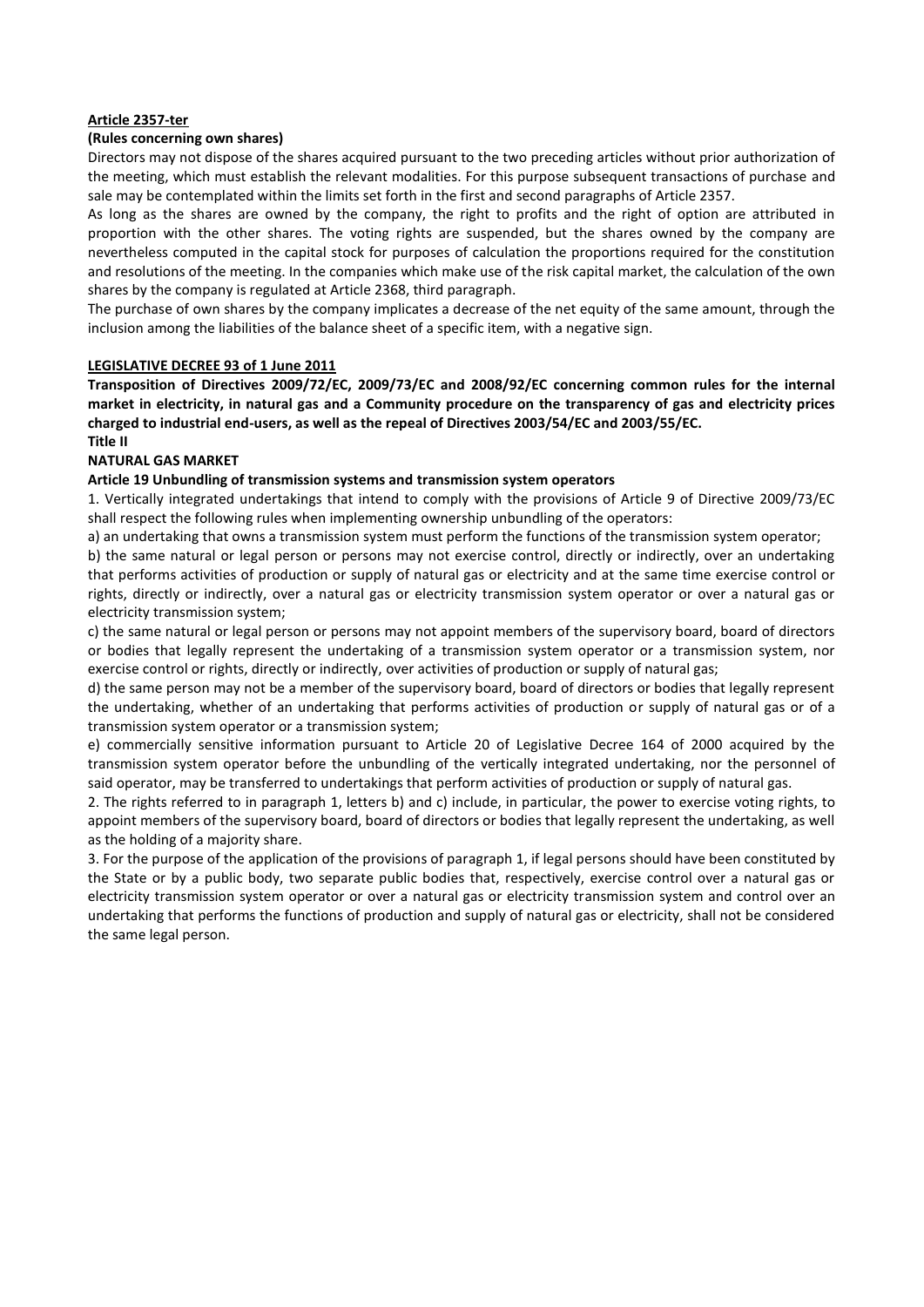**Article 2357-ter**

**(Rules concerning own shares)**

Directors may not dispose of the shares acquired pursuant to the two preceding articles without prior authorization of the meeting, which must establish the relevant modalities. For this purpose subsequent transactions of purchase and sale may be contemplated within the limits set forth in the first and second paragraphs of Article 2357.

As long as the shares are owned by the company, the right to profits and the right of option are attributed in proportion with the other shares. The voting rights are suspended, but the shares owned by the company are nevertheless computed in the capital stock for purposes of calculation the proportions required for the constitution and resolutions of the meeting. In the companies which make use of the risk capital market, the calculation of the own shares by the company is regulated at Article 2368, third paragraph.

The purchase of own shares by the company implicates a decrease of the net equity of the same amount, through the inclusion among the liabilities of the balance sheet of a specific item, with a negative sign.

**LEGISLATIVE DECREE 93 of 1 June 2011**

**Transposition of Directives 2009/72/EC, 2009/73/EC and 2008/92/EC concerning common rules for the internal market in electricity, in natural gas and a Community procedure on the transparency of gas and electricity prices charged to industrial end-users, as well as the repeal of Directives 2003/54/EC and 2003/55/EC.**

**Title II**

**NATURAL GAS MARKET**

**Article 19 Unbundling of transmission systems and transmission system operators**

1. Vertically integrated undertakings that intend to comply with the provisions of Article 9 of Directive 2009/73/EC shall respect the following rules when implementing ownership unbundling of the operators:

a) an undertaking that owns a transmission system must perform the functions of the transmission system operator;

b) the same natural or legal person or persons may not exercise control, directly or indirectly, over an undertaking that performs activities of production or supply of natural gas or electricity and at the same time exercise control or rights, directly or indirectly, over a natural gas or electricity transmission system operator or over a natural gas or electricity transmission system;

c) the same natural or legal person or persons may not appoint members of the supervisory board, board of directors or bodies that legally represent the undertaking of a transmission system operator or a transmission system, nor exercise control or rights, directly or indirectly, over activities of production or supply of natural gas;

d) the same person may not be a member of the supervisory board, board of directors or bodies that legally represent the undertaking, whether of an undertaking that performs activities of production or supply of natural gas or of a transmission system operator or a transmission system;

e) commercially sensitive information pursuant to Article 20 of Legislative Decree 164 of 2000 acquired by the transmission system operator before the unbundling of the vertically integrated undertaking, nor the personnel of said operator, may be transferred to undertakings that perform activities of production or supply of natural gas.

2. The rights referred to in paragraph 1, letters b) and c) include, in particular, the power to exercise voting rights, to appoint members of the supervisory board, board of directors or bodies that legally represent the undertaking, as well as the holding of a majority share.

3. For the purpose of the application of the provisions of paragraph 1, if legal persons should have been constituted by the State or by a public body, two separate public bodies that, respectively, exercise control over a natural gas or electricity transmission system operator or over a natural gas or electricity transmission system and control over an undertaking that performs the functions of production and supply of natural gas or electricity, shall not be considered the same legal person.